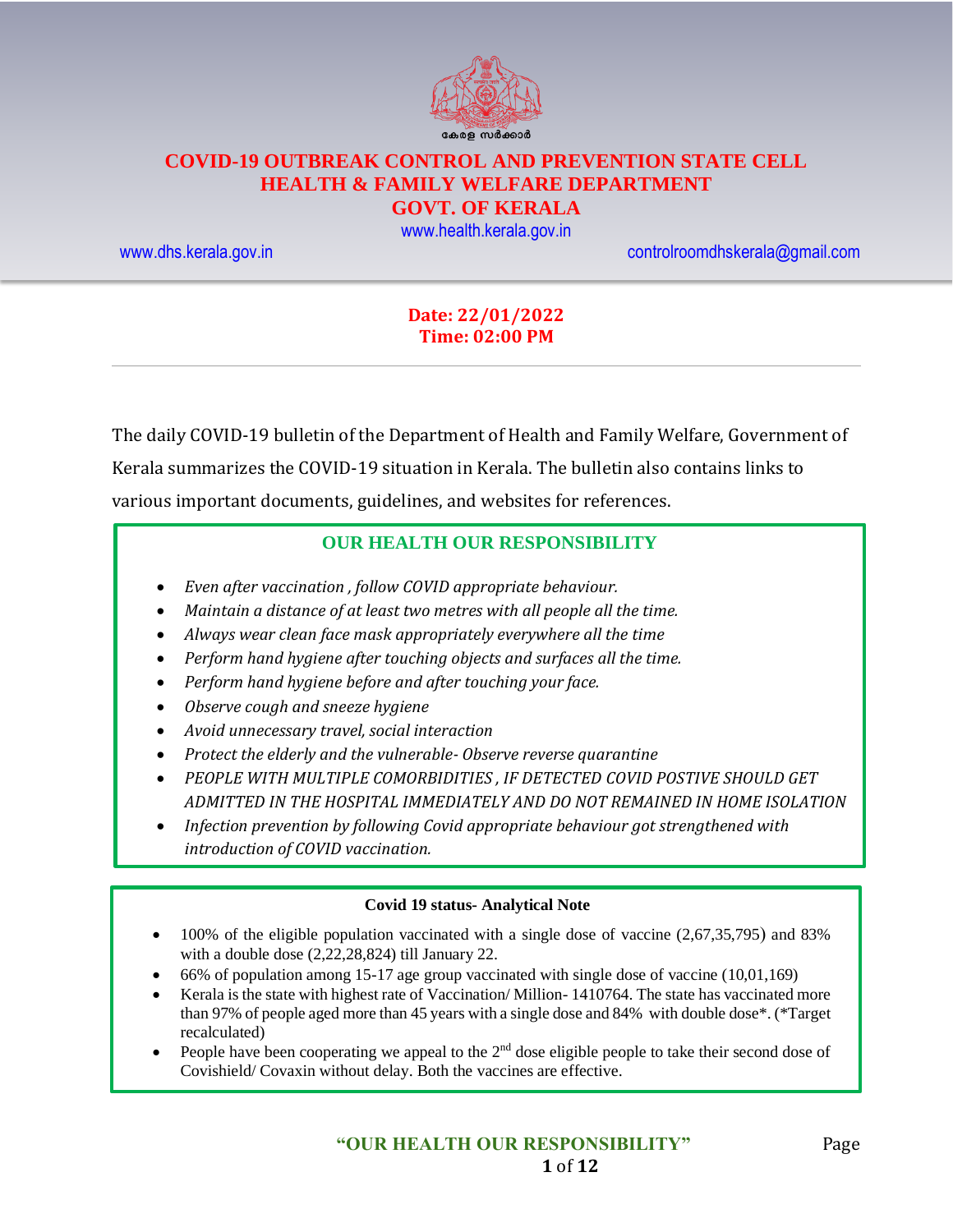കേരള സർക്കാർ

# COVID-19 OUTBREAK CONTROL AND PREVENTION STATE CELL
# HEALTH & FAMILY WELFARE DEPARTMENT
# GOVT. OF KERALA

www.health.kerala.gov.in

www.dhs.kerala.gov.in controlroomdhskerala@gmail.com

**Date: 22/01/2022**
**Time: 02:00 PM**

---

The daily COVID-19 bulletin of the Department of Health and Family Welfare, Government of Kerala summarizes the COVID-19 situation in Kerala. The bulletin also contains links to various important documents, guidelines, and websites for references.

## OUR HEALTH OUR RESPONSIBILITY

- *Even after vaccination , follow COVID appropriate behaviour.*
- *Maintain a distance of at least two metres with all people all the time.*
- *Always wear clean face mask appropriately everywhere all the time*
- *Perform hand hygiene after touching objects and surfaces all the time.*
- *Perform hand hygiene before and after touching your face.*
- *Observe cough and sneeze hygiene*
- *Avoid unnecessary travel, social interaction*
- *Protect the elderly and the vulnerable- Observe reverse quarantine*
- *PEOPLE WITH MULTIPLE COMORBIDITIES , IF DETECTED COVID POSTIVE SHOULD GET ADMITTED IN THE HOSPITAL IMMEDIATELY AND DO NOT REMAINED IN HOME ISOLATION*
- *Infection prevention by following Covid appropriate behaviour got strengthened with introduction of COVID vaccination.*

**Covid 19 status- Analytical Note**

- 100% of the eligible population vaccinated with a single dose of vaccine (2,67,35,795) and 83% with a double dose (2,22,28,824) till January 22.
- 66% of population among 15-17 age group vaccinated with single dose of vaccine (10,01,169)
- Kerala is the state with highest rate of Vaccination/ Million- 1410764. The state has vaccinated more than 97% of people aged more than 45 years with a single dose and 84% with double dose*. (*Target recalculated)
- People have been cooperating we appeal to the 2nd dose eligible people to take their second dose of Covishield/ Covaxin without delay. Both the vaccines are effective.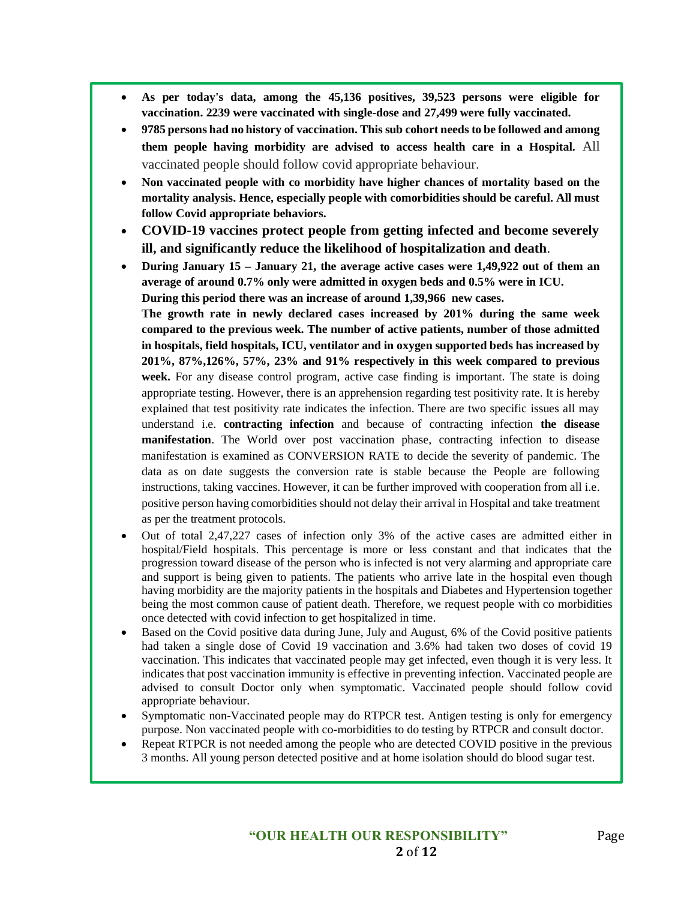- **As per today's data, among the 45,136 positives, 39,523 persons were eligible for vaccination. 2239 were vaccinated with single-dose and 27,499 were fully vaccinated.**
- **9785 persons had no history of vaccination. This sub cohort needs to be followed and among them people having morbidity are advised to access health care in a Hospital.** All vaccinated people should follow covid appropriate behaviour.
- **Non vaccinated people with co morbidity have higher chances of mortality based on the mortality analysis. Hence, especially people with comorbidities should be careful. All must follow Covid appropriate behaviors.**
- **COVID-19 vaccines protect people from getting infected and become severely ill, and significantly reduce the likelihood of hospitalization and death**.
- **During January 15 – January 21, the average active cases were 1,49,922 out of them an average of around 0.7% only were admitted in oxygen beds and 0.5% were in ICU. During this period there was an increase of around 1,39,966 new cases.**
  **The growth rate in newly declared cases increased by 201% during the same week compared to the previous week. The number of active patients, number of those admitted in hospitals, field hospitals, ICU, ventilator and in oxygen supported beds has increased by 201%, 87%,126%, 57%, 23% and 91% respectively in this week compared to previous week.** For any disease control program, active case finding is important. The state is doing appropriate testing. However, there is an apprehension regarding test positivity rate. It is hereby explained that test positivity rate indicates the infection. There are two specific issues all may understand i.e. **contracting infection** and because of contracting infection **the disease manifestation**. The World over post vaccination phase, contracting infection to disease manifestation is examined as CONVERSION RATE to decide the severity of pandemic. The data as on date suggests the conversion rate is stable because the People are following instructions, taking vaccines. However, it can be further improved with cooperation from all i.e. positive person having comorbidities should not delay their arrival in Hospital and take treatment as per the treatment protocols.
- Out of total 2,47,227 cases of infection only 3% of the active cases are admitted either in hospital/Field hospitals. This percentage is more or less constant and that indicates that the progression toward disease of the person who is infected is not very alarming and appropriate care and support is being given to patients. The patients who arrive late in the hospital even though having morbidity are the majority patients in the hospitals and Diabetes and Hypertension together being the most common cause of patient death. Therefore, we request people with co morbidities once detected with covid infection to get hospitalized in time.
- Based on the Covid positive data during June, July and August, 6% of the Covid positive patients had taken a single dose of Covid 19 vaccination and 3.6% had taken two doses of covid 19 vaccination. This indicates that vaccinated people may get infected, even though it is very less. It indicates that post vaccination immunity is effective in preventing infection. Vaccinated people are advised to consult Doctor only when symptomatic. Vaccinated people should follow covid appropriate behaviour.
- Symptomatic non-Vaccinated people may do RTPCR test. Antigen testing is only for emergency purpose. Non vaccinated people with co-morbidities to do testing by RTPCR and consult doctor.
- Repeat RTPCR is not needed among the people who are detected COVID positive in the previous 3 months. All young person detected positive and at home isolation should do blood sugar test.

**"OUR HEALTH OUR RESPONSIBILITY"**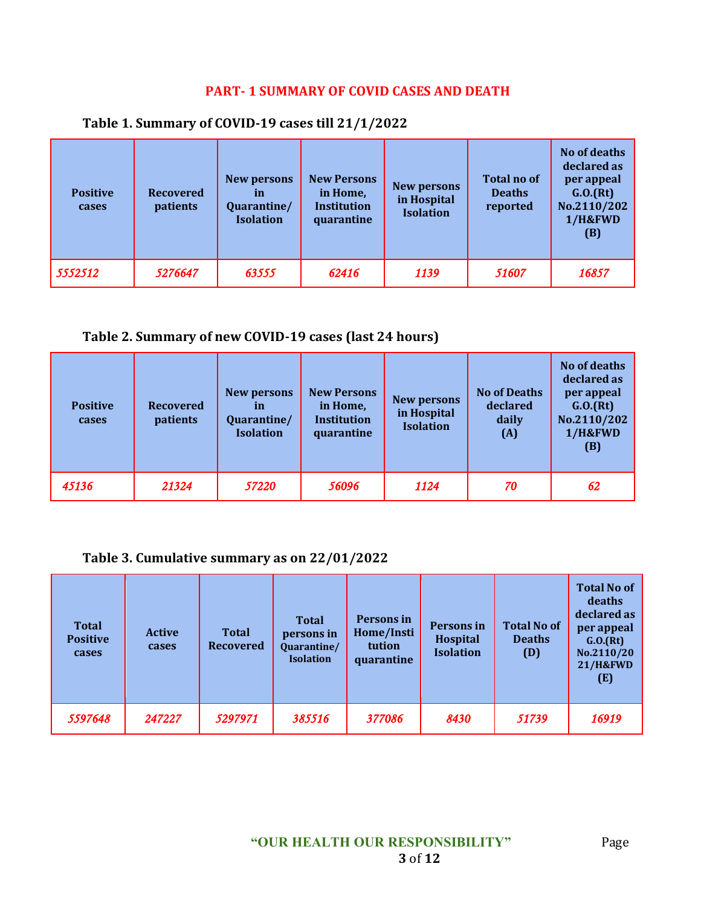## PART- 1 SUMMARY OF COVID CASES AND DEATH

### Table 1. Summary of COVID-19 cases till 21/1/2022

| Positive cases | Recovered patients | New persons in Quarantine/ Isolation | New Persons in Home, Institution quarantine | New persons in Hospital Isolation | Total no of Deaths reported | No of deaths declared as per appeal G.O.(Rt) No.2110/2021/H&FWD (B) |
|---|---|---|---|---|---|---|
| *5552512* | *5276647* | *63555* | *62416* | *1139* | *51607* | *16857* |

### Table 2. Summary of new COVID-19 cases (last 24 hours)

| Positive cases | Recovered patients | New persons in Quarantine/ Isolation | New Persons in Home, Institution quarantine | New persons in Hospital Isolation | No of Deaths declared daily (A) | No of deaths declared as per appeal G.O.(Rt) No.2110/2021/H&FWD (B) |
|---|---|---|---|---|---|---|
| *45136* | *21324* | *57220* | *56096* | *1124* | *70* | *62* |

### Table 3. Cumulative summary as on 22/01/2022

| Total Positive cases | Active cases | Total Recovered | Total persons in Quarantine/ Isolation | Persons in Home/Institution quarantine | Persons in Hospital Isolation | Total No of Deaths (D) | Total No of deaths declared as per appeal G.O.(Rt) No.2110/2021/H&FWD (E) |
|---|---|---|---|---|---|---|---|
| *5597648* | *247227* | *5297971* | *385516* | *377086* | *8430* | *51739* | *16919* |

"OUR HEALTH OUR RESPONSIBILITY"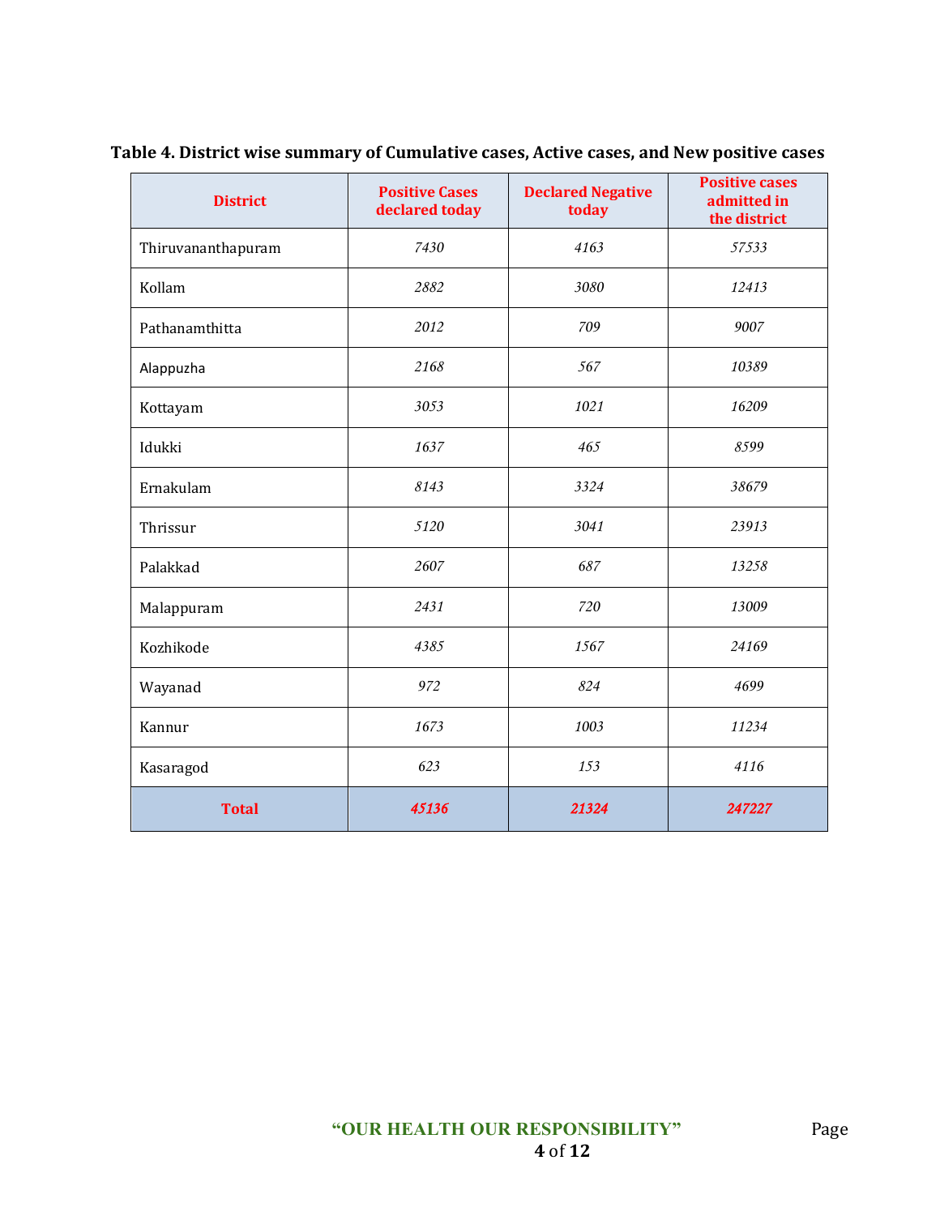**Table 4. District wise summary of Cumulative cases, Active cases, and New positive cases**

| District | Positive Cases declared today | Declared Negative today | Positive cases admitted in the district |
|---|---|---|---|
| Thiruvananthapuram | *7430* | *4163* | *57533* |
| Kollam | *2882* | *3080* | *12413* |
| Pathanamthitta | *2012* | *709* | *9007* |
| Alappuzha | *2168* | *567* | *10389* |
| Kottayam | *3053* | *1021* | *16209* |
| Idukki | *1637* | *465* | *8599* |
| Ernakulam | *8143* | *3324* | *38679* |
| Thrissur | *5120* | *3041* | *23913* |
| Palakkad | *2607* | *687* | *13258* |
| Malappuram | *2431* | *720* | *13009* |
| Kozhikode | *4385* | *1567* | *24169* |
| Wayanad | *972* | *824* | *4699* |
| Kannur | *1673* | *1003* | *11234* |
| Kasaragod | *623* | *153* | *4116* |
| **Total** | ***45136*** | ***21324*** | ***247227*** |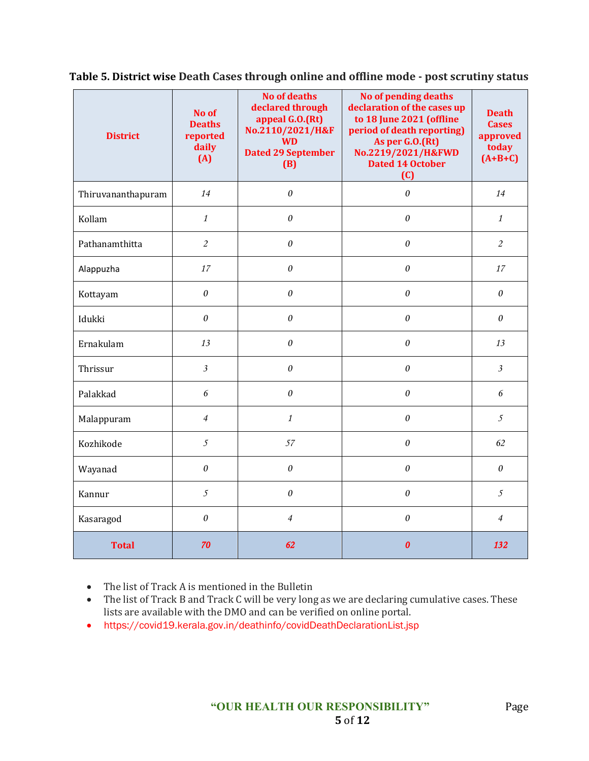**Table 5. District wise Death Cases through online and offline mode - post scrutiny status**

| District | No of Deaths reported daily (A) | No of deaths declared through appeal G.O.(Rt) No.2110/2021/H&F WD Dated 29 September (B) | No of pending deaths declaration of the cases up to 18 June 2021 (offline period of death reporting) As per G.O.(Rt) No.2219/2021/H&FWD Dated 14 October (C) | Death Cases approved today (A+B+C) |
|---|---|---|---|---|
| Thiruvananthapuram | 14 | 0 | 0 | 14 |
| Kollam | 1 | 0 | 0 | 1 |
| Pathanamthitta | 2 | 0 | 0 | 2 |
| Alappuzha | 17 | 0 | 0 | 17 |
| Kottayam | 0 | 0 | 0 | 0 |
| Idukki | 0 | 0 | 0 | 0 |
| Ernakulam | 13 | 0 | 0 | 13 |
| Thrissur | 3 | 0 | 0 | 3 |
| Palakkad | 6 | 0 | 0 | 6 |
| Malappuram | 4 | 1 | 0 | 5 |
| Kozhikode | 5 | 57 | 0 | 62 |
| Wayanad | 0 | 0 | 0 | 0 |
| Kannur | 5 | 0 | 0 | 5 |
| Kasaragod | 0 | 4 | 0 | 4 |
| **Total** | **70** | **62** | **0** | **132** |

- The list of Track A is mentioned in the Bulletin
- The list of Track B and Track C will be very long as we are declaring cumulative cases. These lists are available with the DMO and can be verified on online portal.
- https://covid19.kerala.gov.in/deathinfo/covidDeathDeclarationList.jsp

"OUR HEALTH OUR RESPONSIBILITY"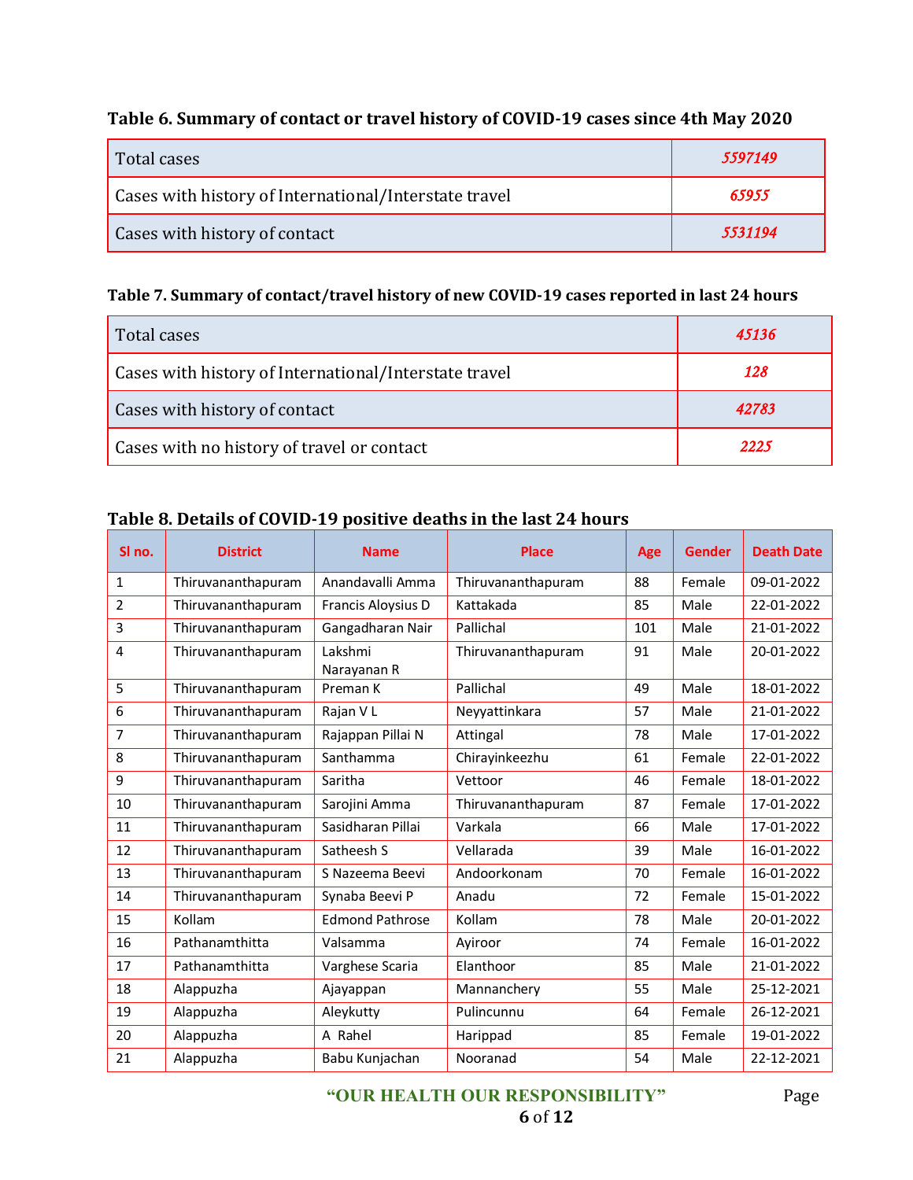### Table 6. Summary of contact or travel history of COVID-19 cases since 4th May 2020

| | |
|---|---|
| Total cases | 5597149 |
| Cases with history of International/Interstate travel | 65955 |
| Cases with history of contact | 5531194 |

### Table 7. Summary of contact/travel history of new COVID-19 cases reported in last 24 hours

| | |
|---|---|
| Total cases | 45136 |
| Cases with history of International/Interstate travel | 128 |
| Cases with history of contact | 42783 |
| Cases with no history of travel or contact | 2225 |

### Table 8. Details of COVID-19 positive deaths in the last 24 hours

| Sl no. | District | Name | Place | Age | Gender | Death Date |
|---|---|---|---|---|---|---|
| 1 | Thiruvananthapuram | Anandavalli Amma | Thiruvananthapuram | 88 | Female | 09-01-2022 |
| 2 | Thiruvananthapuram | Francis Aloysius D | Kattakada | 85 | Male | 22-01-2022 |
| 3 | Thiruvananthapuram | Gangadharan Nair | Pallichal | 101 | Male | 21-01-2022 |
| 4 | Thiruvananthapuram | Lakshmi Narayanan R | Thiruvananthapuram | 91 | Male | 20-01-2022 |
| 5 | Thiruvananthapuram | Preman K | Pallichal | 49 | Male | 18-01-2022 |
| 6 | Thiruvananthapuram | Rajan V L | Neyyattinkara | 57 | Male | 21-01-2022 |
| 7 | Thiruvananthapuram | Rajappan Pillai N | Attingal | 78 | Male | 17-01-2022 |
| 8 | Thiruvananthapuram | Santhamma | Chirayinkeezhu | 61 | Female | 22-01-2022 |
| 9 | Thiruvananthapuram | Saritha | Vettoor | 46 | Female | 18-01-2022 |
| 10 | Thiruvananthapuram | Sarojini Amma | Thiruvananthapuram | 87 | Female | 17-01-2022 |
| 11 | Thiruvananthapuram | Sasidharan Pillai | Varkala | 66 | Male | 17-01-2022 |
| 12 | Thiruvananthapuram | Satheesh S | Vellarada | 39 | Male | 16-01-2022 |
| 13 | Thiruvananthapuram | S Nazeema Beevi | Andoorkonam | 70 | Female | 16-01-2022 |
| 14 | Thiruvananthapuram | Synaba Beevi P | Anadu | 72 | Female | 15-01-2022 |
| 15 | Kollam | Edmond Pathrose | Kollam | 78 | Male | 20-01-2022 |
| 16 | Pathanamthitta | Valsamma | Ayiroor | 74 | Female | 16-01-2022 |
| 17 | Pathanamthitta | Varghese Scaria | Elanthoor | 85 | Male | 21-01-2022 |
| 18 | Alappuzha | Ajayappan | Mannanchery | 55 | Male | 25-12-2021 |
| 19 | Alappuzha | Aleykutty | Pulincunnu | 64 | Female | 26-12-2021 |
| 20 | Alappuzha | A Rahel | Harippad | 85 | Female | 19-01-2022 |
| 21 | Alappuzha | Babu Kunjachan | Nooranad | 54 | Male | 22-12-2021 |

"OUR HEALTH OUR RESPONSIBILITY"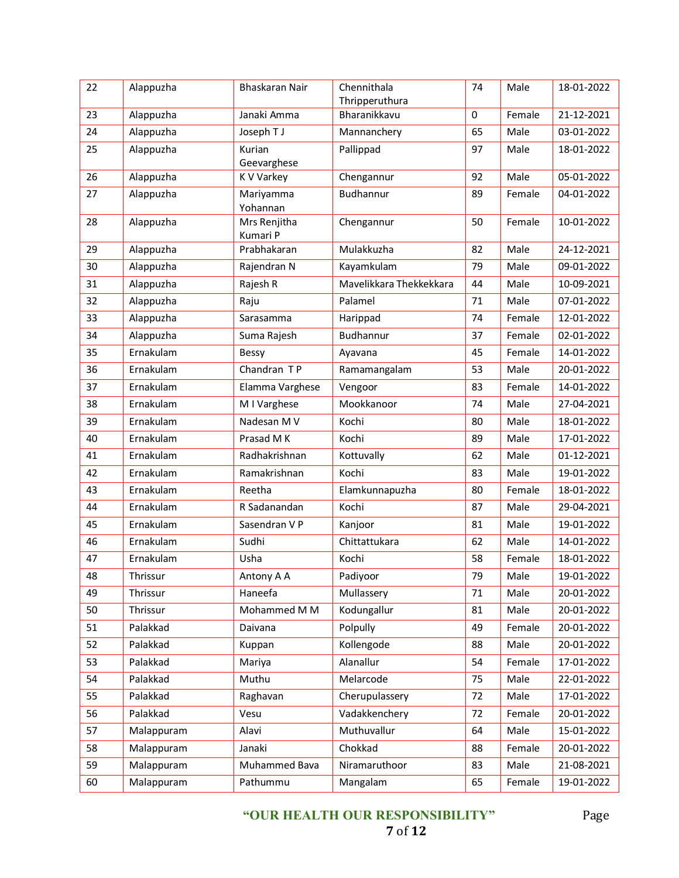| | | | | | | |
|---|---|---|---|---|---|---|
| 22 | Alappuzha | Bhaskaran Nair | Chennithala Thripperuthura | 74 | Male | 18-01-2022 |
| 23 | Alappuzha | Janaki Amma | Bharanikkavu | 0 | Female | 21-12-2021 |
| 24 | Alappuzha | Joseph T J | Mannanchery | 65 | Male | 03-01-2022 |
| 25 | Alappuzha | Kurian Geevarghese | Pallippad | 97 | Male | 18-01-2022 |
| 26 | Alappuzha | K V Varkey | Chengannur | 92 | Male | 05-01-2022 |
| 27 | Alappuzha | Mariyamma Yohannan | Budhannur | 89 | Female | 04-01-2022 |
| 28 | Alappuzha | Mrs Renjitha Kumari P | Chengannur | 50 | Female | 10-01-2022 |
| 29 | Alappuzha | Prabhakaran | Mulakkuzha | 82 | Male | 24-12-2021 |
| 30 | Alappuzha | Rajendran N | Kayamkulam | 79 | Male | 09-01-2022 |
| 31 | Alappuzha | Rajesh R | Mavelikkara Thekkekkara | 44 | Male | 10-09-2021 |
| 32 | Alappuzha | Raju | Palamel | 71 | Male | 07-01-2022 |
| 33 | Alappuzha | Sarasamma | Harippad | 74 | Female | 12-01-2022 |
| 34 | Alappuzha | Suma Rajesh | Budhannur | 37 | Female | 02-01-2022 |
| 35 | Ernakulam | Bessy | Ayavana | 45 | Female | 14-01-2022 |
| 36 | Ernakulam | Chandran T P | Ramamangalam | 53 | Male | 20-01-2022 |
| 37 | Ernakulam | Elamma Varghese | Vengoor | 83 | Female | 14-01-2022 |
| 38 | Ernakulam | M I Varghese | Mookkanoor | 74 | Male | 27-04-2021 |
| 39 | Ernakulam | Nadesan M V | Kochi | 80 | Male | 18-01-2022 |
| 40 | Ernakulam | Prasad M K | Kochi | 89 | Male | 17-01-2022 |
| 41 | Ernakulam | Radhakrishnan | Kottuvally | 62 | Male | 01-12-2021 |
| 42 | Ernakulam | Ramakrishnan | Kochi | 83 | Male | 19-01-2022 |
| 43 | Ernakulam | Reetha | Elamkunnapuzha | 80 | Female | 18-01-2022 |
| 44 | Ernakulam | R Sadanandan | Kochi | 87 | Male | 29-04-2021 |
| 45 | Ernakulam | Sasendran V P | Kanjoor | 81 | Male | 19-01-2022 |
| 46 | Ernakulam | Sudhi | Chittattukara | 62 | Male | 14-01-2022 |
| 47 | Ernakulam | Usha | Kochi | 58 | Female | 18-01-2022 |
| 48 | Thrissur | Antony A A | Padiyoor | 79 | Male | 19-01-2022 |
| 49 | Thrissur | Haneefa | Mullassery | 71 | Male | 20-01-2022 |
| 50 | Thrissur | Mohammed M M | Kodungallur | 81 | Male | 20-01-2022 |
| 51 | Palakkad | Daivana | Polpully | 49 | Female | 20-01-2022 |
| 52 | Palakkad | Kuppan | Kollengode | 88 | Male | 20-01-2022 |
| 53 | Palakkad | Mariya | Alanallur | 54 | Female | 17-01-2022 |
| 54 | Palakkad | Muthu | Melarcode | 75 | Male | 22-01-2022 |
| 55 | Palakkad | Raghavan | Cherupulassery | 72 | Male | 17-01-2022 |
| 56 | Palakkad | Vesu | Vadakkenchery | 72 | Female | 20-01-2022 |
| 57 | Malappuram | Alavi | Muthuvallur | 64 | Male | 15-01-2022 |
| 58 | Malappuram | Janaki | Chokkad | 88 | Female | 20-01-2022 |
| 59 | Malappuram | Muhammed Bava | Niramaruthoor | 83 | Male | 21-08-2021 |
| 60 | Malappuram | Pathummu | Mangalam | 65 | Female | 19-01-2022 |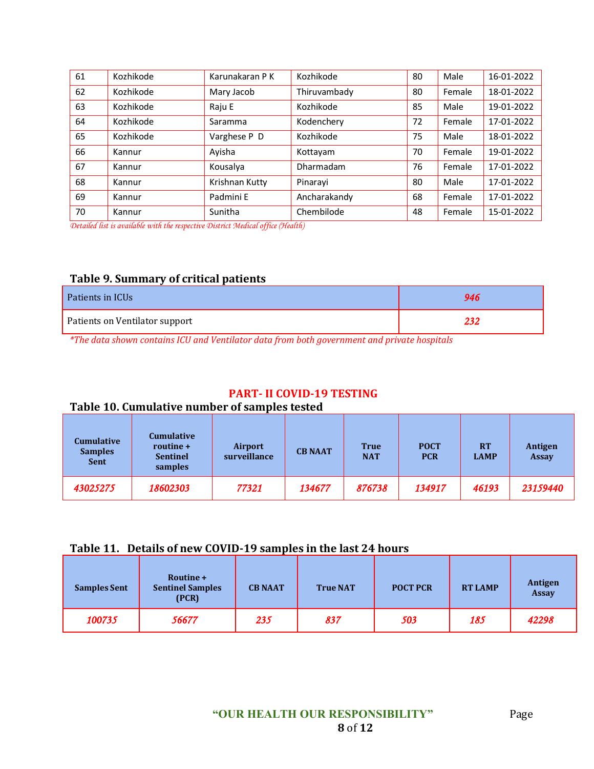| | | | | | | |
|---|---|---|---|---|---|---|
| 61 | Kozhikode | Karunakaran P K | Kozhikode | 80 | Male | 16-01-2022 |
| 62 | Kozhikode | Mary Jacob | Thiruvambady | 80 | Female | 18-01-2022 |
| 63 | Kozhikode | Raju E | Kozhikode | 85 | Male | 19-01-2022 |
| 64 | Kozhikode | Saramma | Kodenchery | 72 | Female | 17-01-2022 |
| 65 | Kozhikode | Varghese P D | Kozhikode | 75 | Male | 18-01-2022 |
| 66 | Kannur | Ayisha | Kottayam | 70 | Female | 19-01-2022 |
| 67 | Kannur | Kousalya | Dharmadam | 76 | Female | 17-01-2022 |
| 68 | Kannur | Krishnan Kutty | Pinarayi | 80 | Male | 17-01-2022 |
| 69 | Kannur | Padmini E | Ancharakandy | 68 | Female | 17-01-2022 |
| 70 | Kannur | Sunitha | Chembilode | 48 | Female | 15-01-2022 |

*Detailed list is available with the respective District Medical office (Health)*

### Table 9. Summary of critical patients

| | |
|---|---|
| Patients in ICUs | *946* |
| Patients on Ventilator support | *232* |

**The data shown contains ICU and Ventilator data from both government and private hospitals*

## PART- II COVID-19 TESTING

### Table 10. Cumulative number of samples tested

| Cumulative Samples Sent | Cumulative routine + Sentinel samples | Airport surveillance | CB NAAT | True NAT | POCT PCR | RT LAMP | Antigen Assay |
|---|---|---|---|---|---|---|---|
| *43025275* | *18602303* | *77321* | *134677* | *876738* | *134917* | *46193* | *23159440* |

### Table 11. Details of new COVID-19 samples in the last 24 hours

| Samples Sent | Routine + Sentinel Samples (PCR) | CB NAAT | True NAT | POCT PCR | RT LAMP | Antigen Assay |
|---|---|---|---|---|---|---|
| *100735* | *56677* | *235* | *837* | *503* | *185* | *42298* |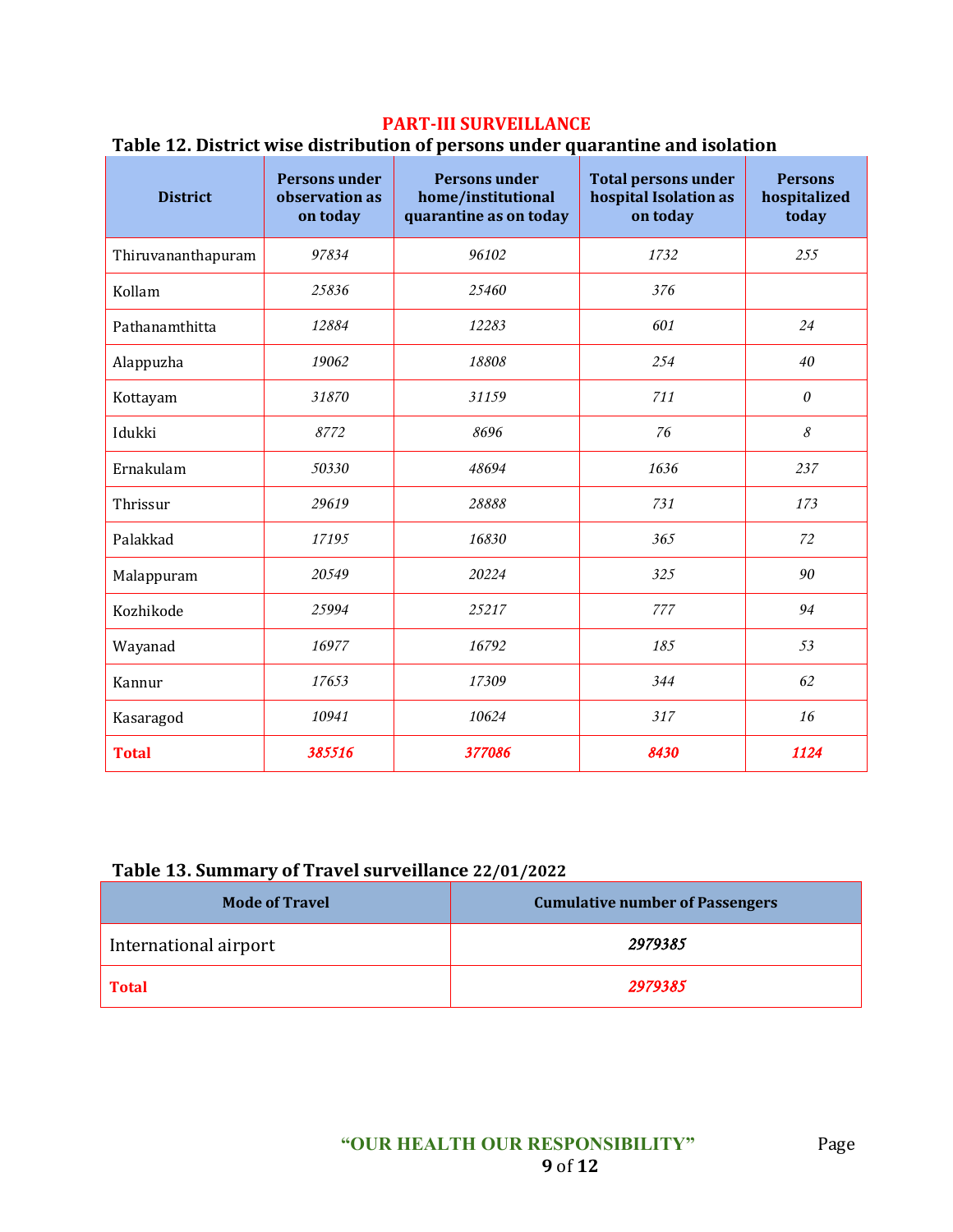## PART-III SURVEILLANCE

### Table 12. District wise distribution of persons under quarantine and isolation

| District | Persons under observation as on today | Persons under home/institutional quarantine as on today | Total persons under hospital Isolation as on today | Persons hospitalized today |
|---|---|---|---|---|
| Thiruvananthapuram | *97834* | *96102* | *1732* | *255* |
| Kollam | *25836* | *25460* | *376* | |
| Pathanamthitta | *12884* | *12283* | *601* | *24* |
| Alappuzha | *19062* | *18808* | *254* | *40* |
| Kottayam | *31870* | *31159* | *711* | *0* |
| Idukki | *8772* | *8696* | *76* | *8* |
| Ernakulam | *50330* | *48694* | *1636* | *237* |
| Thrissur | *29619* | *28888* | *731* | *173* |
| Palakkad | *17195* | *16830* | *365* | *72* |
| Malappuram | *20549* | *20224* | *325* | *90* |
| Kozhikode | *25994* | *25217* | *777* | *94* |
| Wayanad | *16977* | *16792* | *185* | *53* |
| Kannur | *17653* | *17309* | *344* | *62* |
| Kasaragod | *10941* | *10624* | *317* | *16* |
| **Total** | ***385516*** | ***377086*** | ***8430*** | ***1124*** |

### Table 13. Summary of Travel surveillance 22/01/2022

| Mode of Travel | Cumulative number of Passengers |
|---|---|
| International airport | ***2979385*** |
| **Total** | ***2979385*** |

**"OUR HEALTH OUR RESPONSIBILITY"**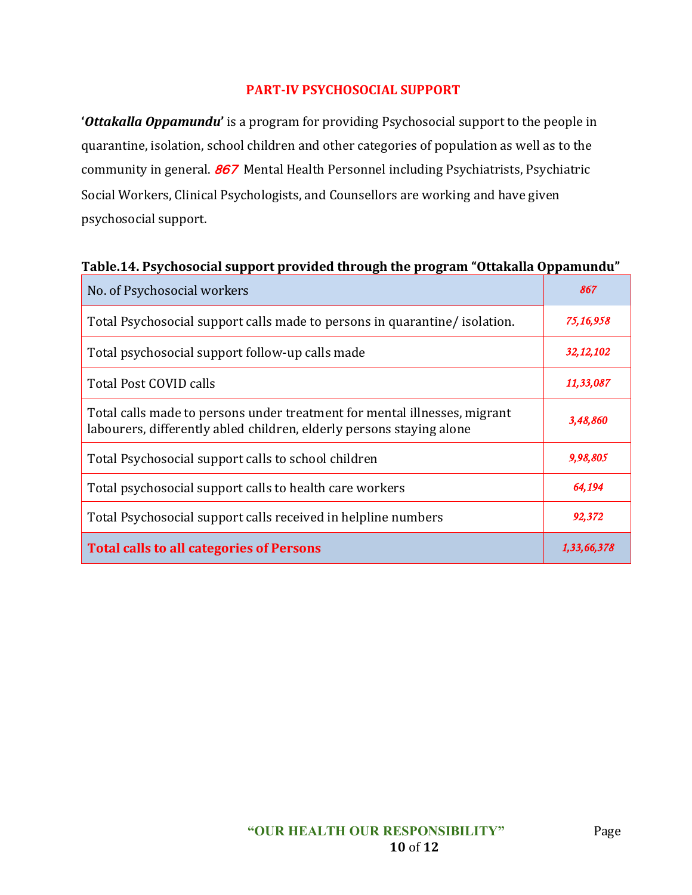## PART-IV PSYCHOSOCIAL SUPPORT

'***Ottakalla Oppamundu***' is a program for providing Psychosocial support to the people in quarantine, isolation, school children and other categories of population as well as to the community in general. 867 Mental Health Personnel including Psychiatrists, Psychiatric Social Workers, Clinical Psychologists, and Counsellors are working and have given psychosocial support.

**Table.14. Psychosocial support provided through the program "Ottakalla Oppamundu"**

| | |
|---|---|
| No. of Psychosocial workers | *867* |
| Total Psychosocial support calls made to persons in quarantine/ isolation. | *75,16,958* |
| Total psychosocial support follow-up calls made | *32,12,102* |
| Total Post COVID calls | *11,33,087* |
| Total calls made to persons under treatment for mental illnesses, migrant labourers, differently abled children, elderly persons staying alone | *3,48,860* |
| Total Psychosocial support calls to school children | *9,98,805* |
| Total psychosocial support calls to health care workers | *64,194* |
| Total Psychosocial support calls received in helpline numbers | *92,372* |
| **Total calls to all categories of Persons** | ***1,33,66,378*** |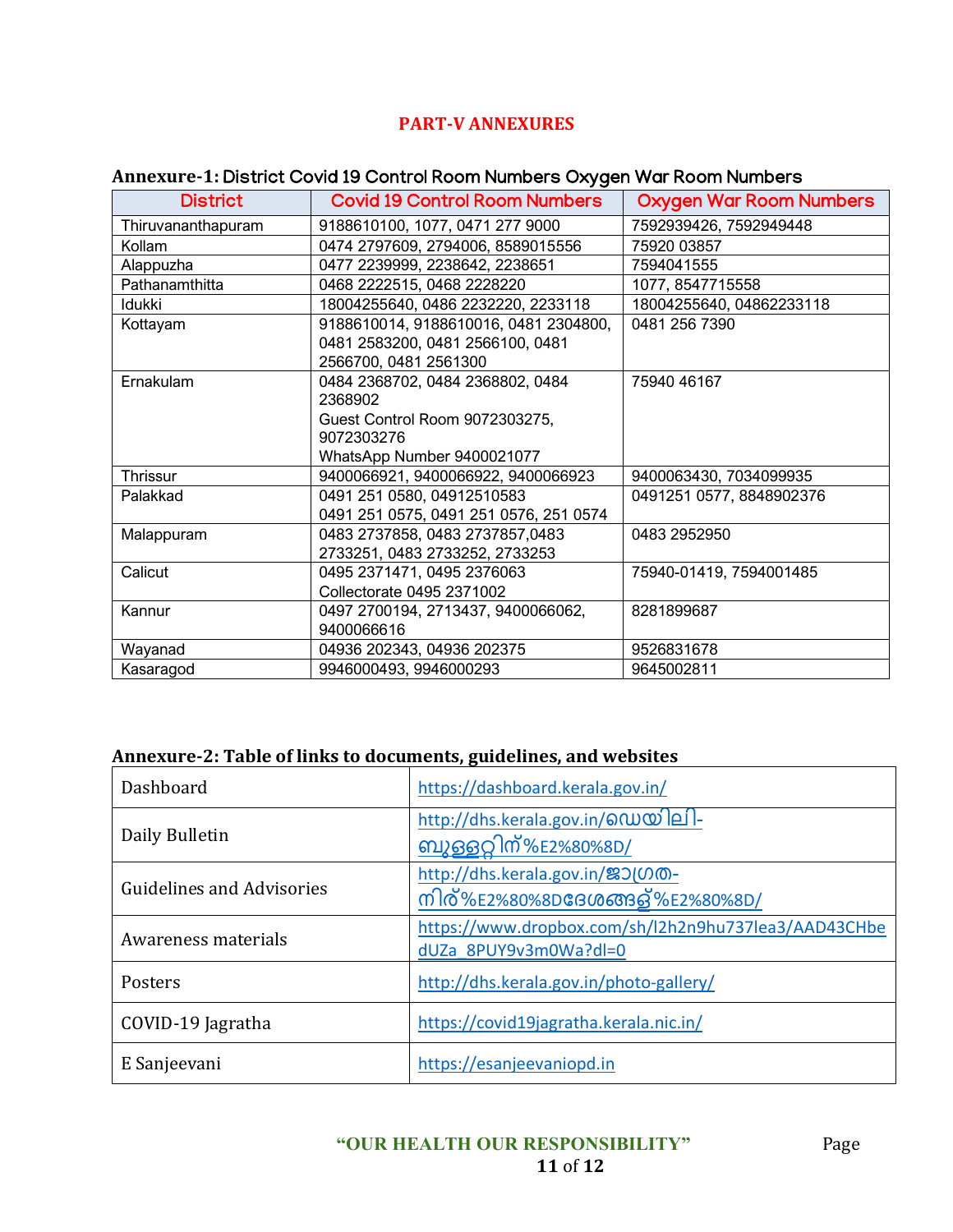# PART-V ANNEXURES

## Annexure-1: District Covid 19 Control Room Numbers Oxygen War Room Numbers

| District | Covid 19 Control Room Numbers | Oxygen War Room Numbers |
|---|---|---|
| Thiruvananthapuram | 9188610100, 1077, 0471 277 9000 | 7592939426, 7592949448 |
| Kollam | 0474 2797609, 2794006, 8589015556 | 75920 03857 |
| Alappuzha | 0477 2239999, 2238642, 2238651 | 7594041555 |
| Pathanamthitta | 0468 2222515, 0468 2228220 | 1077, 8547715558 |
| Idukki | 18004255640, 0486 2232220, 2233118 | 18004255640, 04862233118 |
| Kottayam | 9188610014, 9188610016, 0481 2304800, 0481 2583200, 0481 2566100, 0481 2566700, 0481 2561300 | 0481 256 7390 |
| Ernakulam | 0484 2368702, 0484 2368802, 0484 2368902<br>Guest Control Room 9072303275, 9072303276<br>WhatsApp Number 9400021077 | 75940 46167 |
| Thrissur | 9400066921, 9400066922, 9400066923 | 9400063430, 7034099935 |
| Palakkad | 0491 251 0580, 04912510583<br>0491 251 0575, 0491 251 0576, 251 0574 | 0491251 0577, 8848902376 |
| Malappuram | 0483 2737858, 0483 2737857,0483 2733251, 0483 2733252, 2733253 | 0483 2952950 |
| Calicut | 0495 2371471, 0495 2376063<br>Collectorate 0495 2371002 | 75940-01419, 7594001485 |
| Kannur | 0497 2700194, 2713437, 9400066062, 9400066616 | 8281899687 |
| Wayanad | 04936 202343, 04936 202375 | 9526831678 |
| Kasaragod | 9946000493, 9946000293 | 9645002811 |

## Annexure-2: Table of links to documents, guidelines, and websites

| | |
|---|---|
| Dashboard | https://dashboard.kerala.gov.in/ |
| Daily Bulletin | http://dhs.kerala.gov.in/ഡെയിലി-ബുള്ളറ്റിന്%E2%80%8D/ |
| Guidelines and Advisories | http://dhs.kerala.gov.in/ജാഗ്രത-നിര്%E2%80%8Dദേശങ്ങള്%E2%80%8D/ |
| Awareness materials | https://www.dropbox.com/sh/l2h2n9hu737lea3/AAD43CHbedUZa_8PUY9v3m0Wa?dl=0 |
| Posters | http://dhs.kerala.gov.in/photo-gallery/ |
| COVID-19 Jagratha | https://covid19jagratha.kerala.nic.in/ |
| E Sanjeevani | https://esanjeevaniopd.in |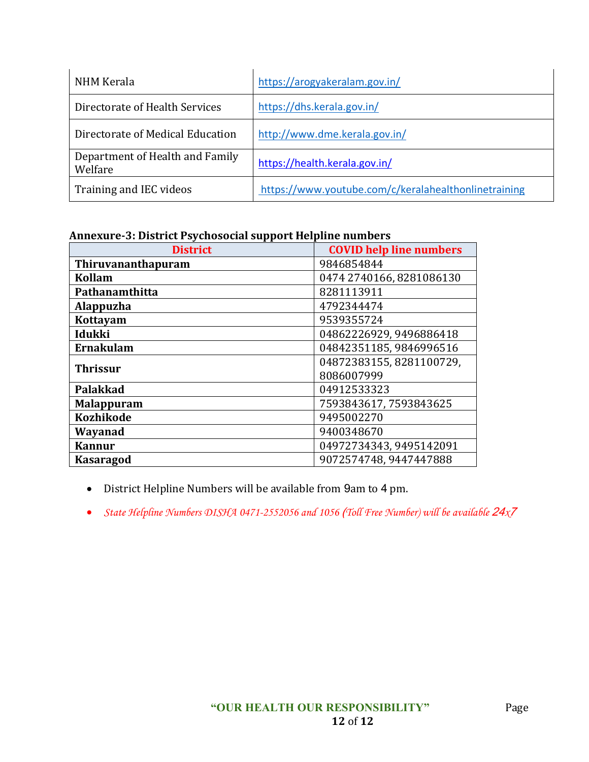| | |
|---|---|
| NHM Kerala | https://arogyakeralam.gov.in/ |
| Directorate of Health Services | https://dhs.kerala.gov.in/ |
| Directorate of Medical Education | http://www.dme.kerala.gov.in/ |
| Department of Health and Family Welfare | https://health.kerala.gov.in/ |
| Training and IEC videos | https://www.youtube.com/c/keralahealthonlinetraining |

**Annexure-3: District Psychosocial support Helpline numbers**

| District | COVID help line numbers |
|---|---|
| **Thiruvananthapuram** | 9846854844 |
| **Kollam** | 0474 2740166, 8281086130 |
| **Pathanamthitta** | 8281113911 |
| **Alappuzha** | 4792344474 |
| **Kottayam** | 9539355724 |
| **Idukki** | 04862226929, 9496886418 |
| **Ernakulam** | 04842351185, 9846996516 |
| **Thrissur** | 04872383155, 8281100729, 8086007999 |
| **Palakkad** | 04912533323 |
| **Malappuram** | 7593843617, 7593843625 |
| **Kozhikode** | 9495002270 |
| **Wayanad** | 9400348670 |
| **Kannur** | 04972734343, 9495142091 |
| **Kasaragod** | 9072574748, 9447447888 |

- District Helpline Numbers will be available from 9am to 4 pm.
- *State Helpline Numbers DISHA 0471-2552056 and 1056 (Toll Free Number) will be available 24x7*

**"OUR HEALTH OUR RESPONSIBILITY"**